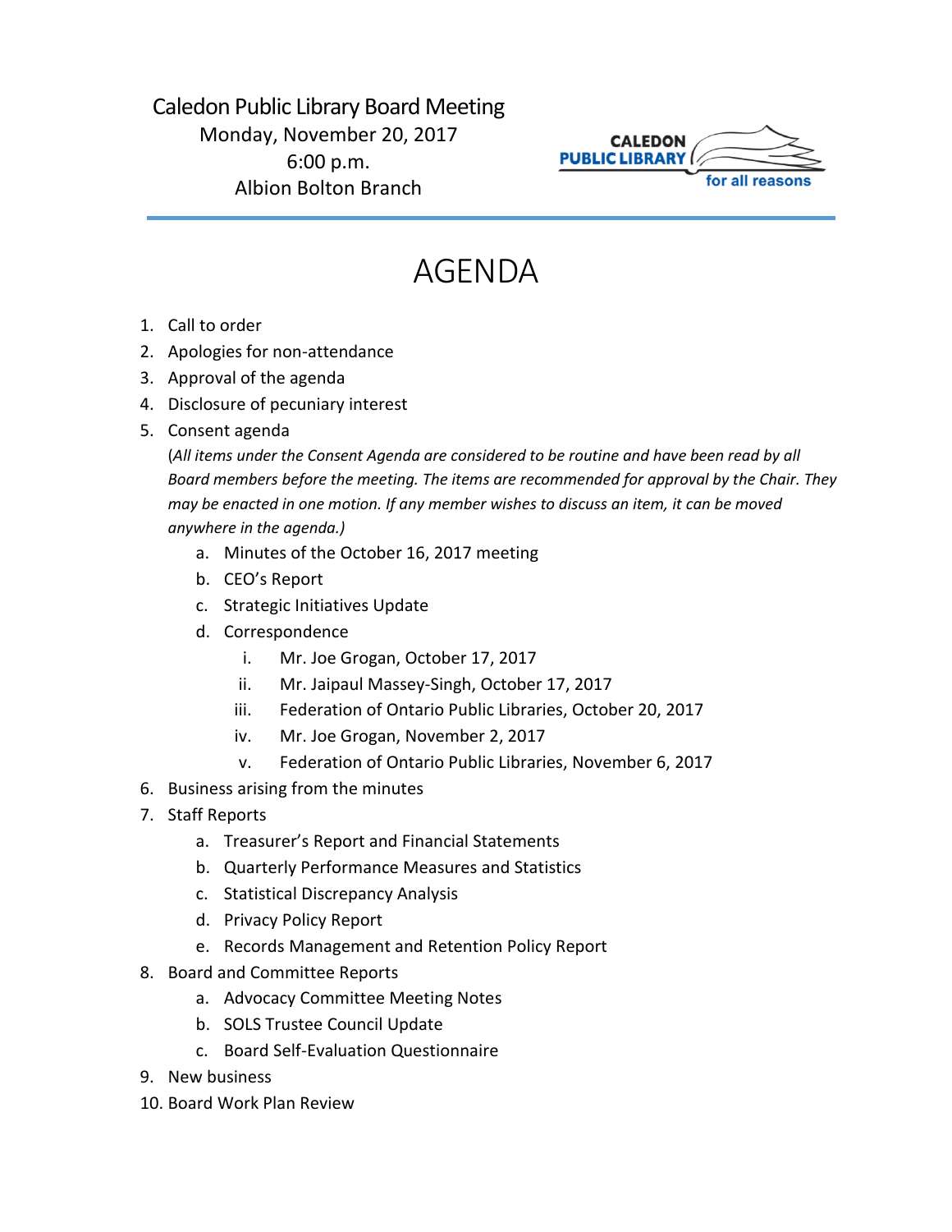Caledon Public Library Board Meeting
Monday, November 20, 2017
6:00 p.m.
Albion Bolton Branch

CALEDON PUBLIC LIBRARY for all reasons

# AGENDA

1. Call to order
2. Apologies for non-attendance
3. Approval of the agenda
4. Disclosure of pecuniary interest
5. Consent agenda
   (*All items under the Consent Agenda are considered to be routine and have been read by all Board members before the meeting. The items are recommended for approval by the Chair. They may be enacted in one motion. If any member wishes to discuss an item, it can be moved anywhere in the agenda.)*
   a. Minutes of the October 16, 2017 meeting
   b. CEO's Report
   c. Strategic Initiatives Update
   d. Correspondence
      i. Mr. Joe Grogan, October 17, 2017
      ii. Mr. Jaipaul Massey-Singh, October 17, 2017
      iii. Federation of Ontario Public Libraries, October 20, 2017
      iv. Mr. Joe Grogan, November 2, 2017
      v. Federation of Ontario Public Libraries, November 6, 2017
6. Business arising from the minutes
7. Staff Reports
   a. Treasurer's Report and Financial Statements
   b. Quarterly Performance Measures and Statistics
   c. Statistical Discrepancy Analysis
   d. Privacy Policy Report
   e. Records Management and Retention Policy Report
8. Board and Committee Reports
   a. Advocacy Committee Meeting Notes
   b. SOLS Trustee Council Update
   c. Board Self-Evaluation Questionnaire
9. New business
10. Board Work Plan Review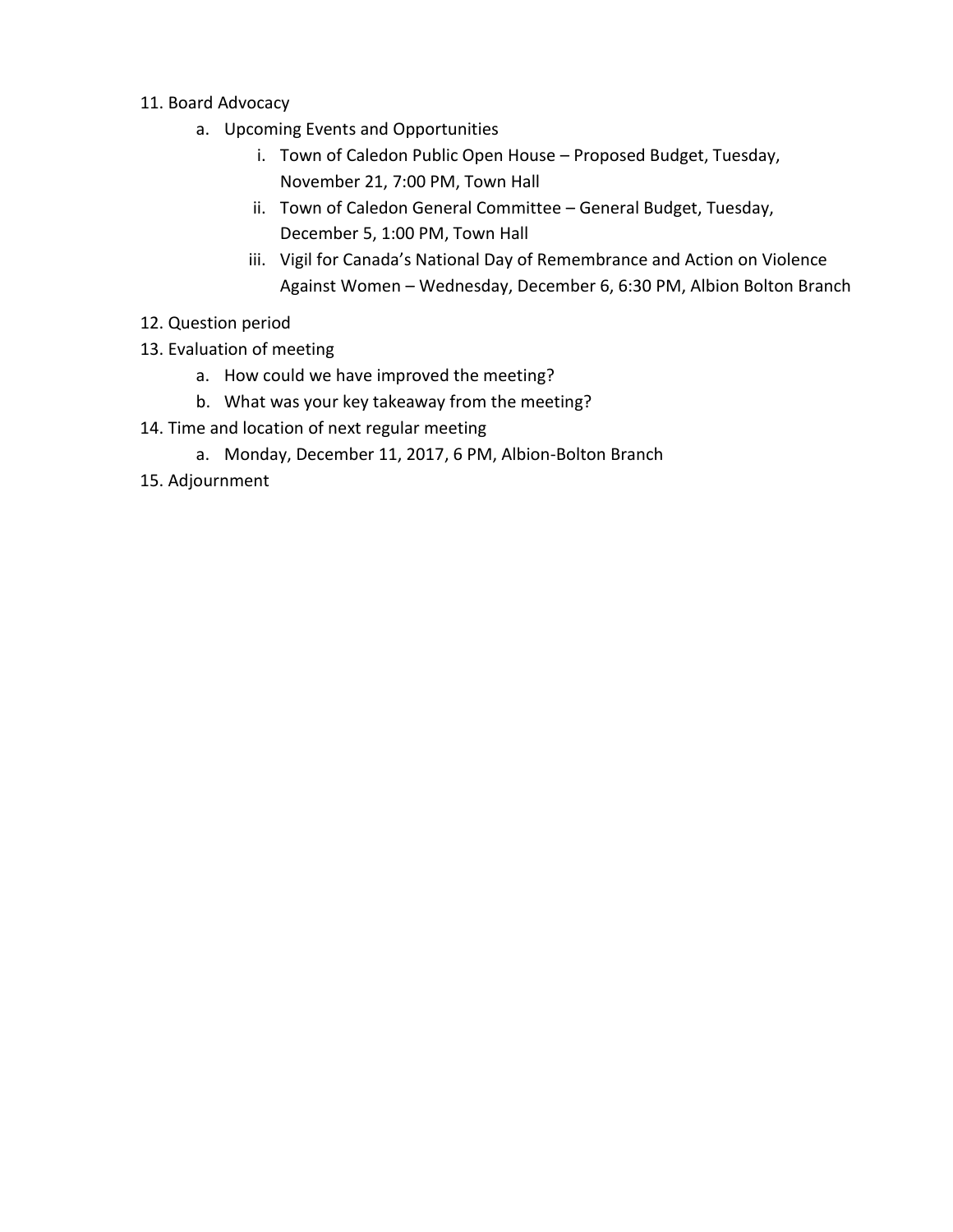11. Board Advocacy
    a. Upcoming Events and Opportunities
        i. Town of Caledon Public Open House – Proposed Budget, Tuesday, November 21, 7:00 PM, Town Hall
        ii. Town of Caledon General Committee – General Budget, Tuesday, December 5, 1:00 PM, Town Hall
        iii. Vigil for Canada's National Day of Remembrance and Action on Violence Against Women – Wednesday, December 6, 6:30 PM, Albion Bolton Branch
12. Question period
13. Evaluation of meeting
    a. How could we have improved the meeting?
    b. What was your key takeaway from the meeting?
14. Time and location of next regular meeting
    a. Monday, December 11, 2017, 6 PM, Albion-Bolton Branch
15. Adjournment